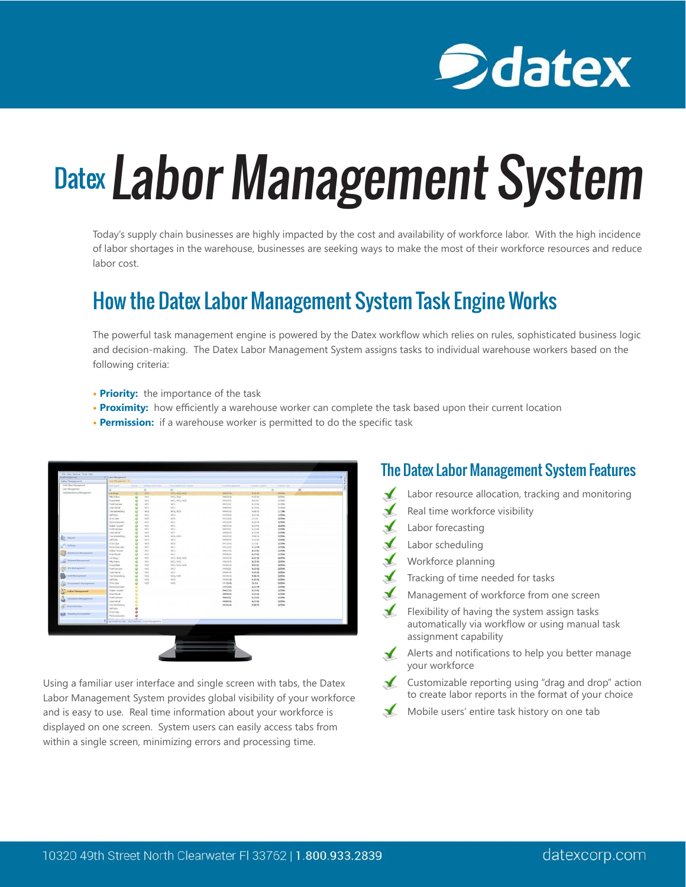# Datex Labor Management System

Today's supply chain businesses are highly impacted by the cost and availability of workforce labor. With the high incidence of labor shortages in the warehouse, businesses are seeking ways to make the most of their workforce resources and reduce labor cost.

## How the Datex Labor Management System Task Engine Works

The powerful task management engine is powered by the Datex workflow which relies on rules, sophisticated business logic and decision-making. The Datex Labor Management System assigns tasks to individual warehouse workers based on the following criteria:

- **Priority:** the importance of the task
- **Proximity:** how efficiently a warehouse worker can complete the task based upon their current location
- **Permission:** if a warehouse worker is permitted to do the specific task

Using a familiar user interface and single screen with tabs, the Datex Labor Management System provides global visibility of your workforce and is easy to use. Real time information about your workforce is displayed on one screen. System users can easily access tabs from within a single screen, minimizing errors and processing time.

## The Datex Labor Management System Features

- Labor resource allocation, tracking and monitoring
- Real time workforce visibility
- Labor forecasting
- Labor scheduling
- Workforce planning
- Tracking of time needed for tasks
- Management of workforce from one screen
- Flexibility of having the system assign tasks automatically via workflow or using manual task assignment capability
- Alerts and notifications to help you better manage your workforce
- Customizable reporting using "drag and drop" action to create labor reports in the format of your choice
- Mobile users' entire task history on one tab

10320 49th Street North Clearwater Fl 33762 | 1.800.933.2839

datexcorp.com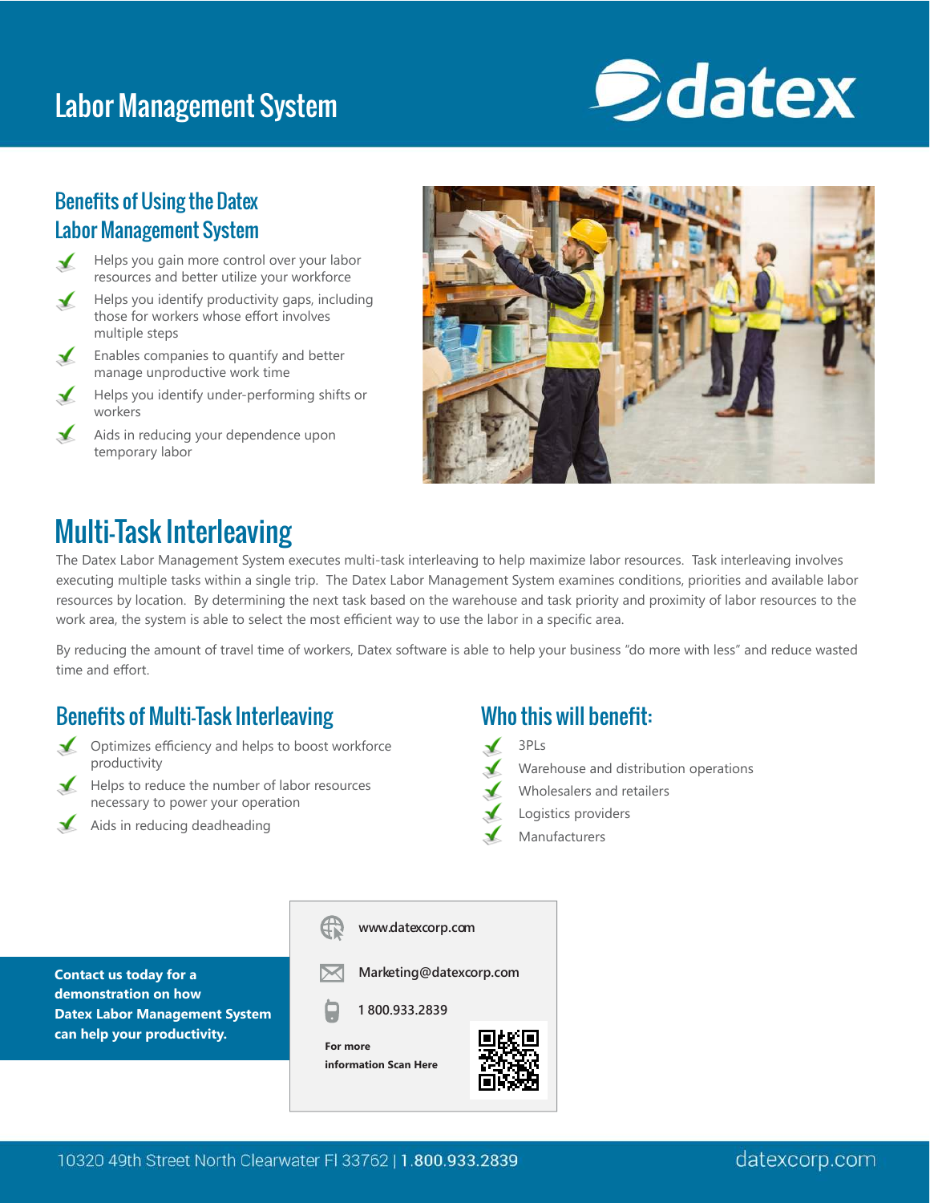# Labor Management System

## Benefits of Using the Datex Labor Management System

- Helps you gain more control over your labor resources and better utilize your workforce
- Helps you identify productivity gaps, including those for workers whose effort involves multiple steps
- Enables companies to quantify and better manage unproductive work time
- Helps you identify under-performing shifts or workers
- Aids in reducing your dependence upon temporary labor

## Multi-Task Interleaving

The Datex Labor Management System executes multi-task interleaving to help maximize labor resources. Task interleaving involves executing multiple tasks within a single trip. The Datex Labor Management System examines conditions, priorities and available labor resources by location. By determining the next task based on the warehouse and task priority and proximity of labor resources to the work area, the system is able to select the most efficient way to use the labor in a specific area.

By reducing the amount of travel time of workers, Datex software is able to help your business "do more with less" and reduce wasted time and effort.

### Benefits of Multi-Task Interleaving

- Optimizes efficiency and helps to boost workforce productivity
- Helps to reduce the number of labor resources necessary to power your operation
- Aids in reducing deadheading

### Who this will benefit:

- 3PLs
- Warehouse and distribution operations
- Wholesalers and retailers
- Logistics providers
- Manufacturers

**Contact us today for a demonstration on how Datex Labor Management System can help your productivity.**

www.datexcorp.com

Marketing@datexcorp.com

1 800.933.2839

**For more information Scan Here**

10320 49th Street North Clearwater Fl 33762 | **1.800.933.2839**

datexcorp.com